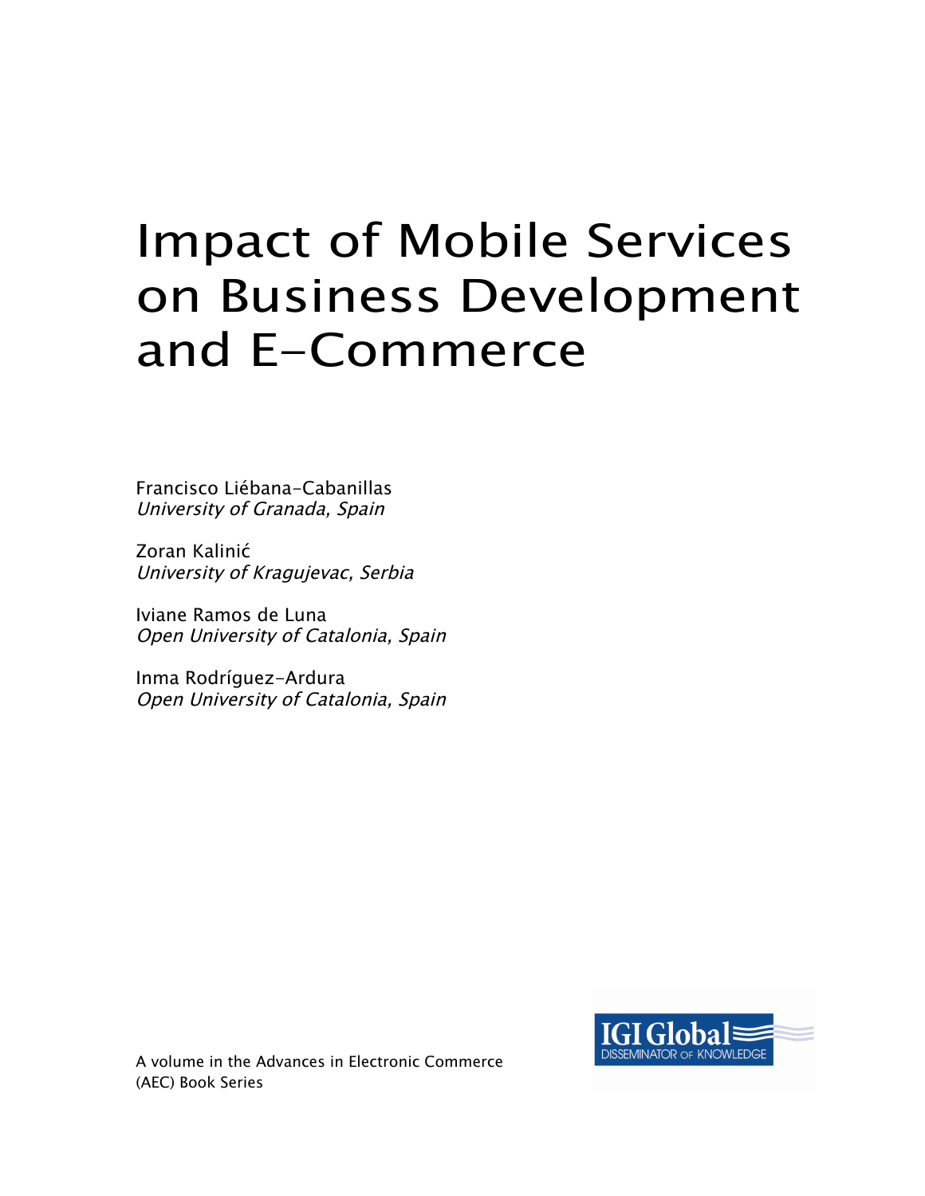# Impact of Mobile Services on Business Development and E-Commerce

Francisco Liébana-Cabanillas
*University of Granada, Spain*

Zoran Kalinić
*University of Kragujevac, Serbia*

Iviane Ramos de Luna
*Open University of Catalonia, Spain*

Inma Rodríguez-Ardura
*Open University of Catalonia, Spain*

A volume in the Advances in Electronic Commerce (AEC) Book Series

IGI Global
DISSEMINATOR OF KNOWLEDGE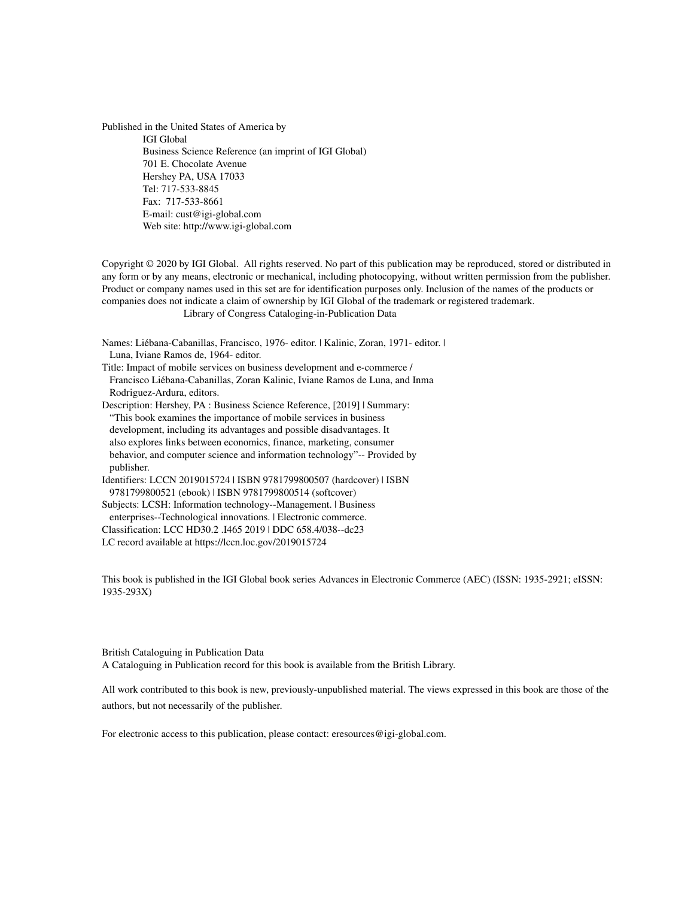Published in the United States of America by
IGI Global
Business Science Reference (an imprint of IGI Global)
701 E. Chocolate Avenue
Hershey PA, USA 17033
Tel: 717-533-8845
Fax: 717-533-8661
E-mail: cust@igi-global.com
Web site: http://www.igi-global.com

Copyright © 2020 by IGI Global. All rights reserved. No part of this publication may be reproduced, stored or distributed in any form or by any means, electronic or mechanical, including photocopying, without written permission from the publisher. Product or company names used in this set are for identification purposes only. Inclusion of the names of the products or companies does not indicate a claim of ownership by IGI Global of the trademark or registered trademark.

Library of Congress Cataloging-in-Publication Data

Names: Liébana-Cabanillas, Francisco, 1976- editor. | Kalinic, Zoran, 1971- editor. | Luna, Iviane Ramos de, 1964- editor.
Title: Impact of mobile services on business development and e-commerce / Francisco Liébana-Cabanillas, Zoran Kalinic, Iviane Ramos de Luna, and Inma Rodriguez-Ardura, editors.
Description: Hershey, PA : Business Science Reference, [2019] | Summary: "This book examines the importance of mobile services in business development, including its advantages and possible disadvantages. It also explores links between economics, finance, marketing, consumer behavior, and computer science and information technology"-- Provided by publisher.
Identifiers: LCCN 2019015724 | ISBN 9781799800507 (hardcover) | ISBN 9781799800521 (ebook) | ISBN 9781799800514 (softcover)
Subjects: LCSH: Information technology--Management. | Business enterprises--Technological innovations. | Electronic commerce.
Classification: LCC HD30.2 .I465 2019 | DDC 658.4/038--dc23
LC record available at https://lccn.loc.gov/2019015724

This book is published in the IGI Global book series Advances in Electronic Commerce (AEC) (ISSN: 1935-2921; eISSN: 1935-293X)

British Cataloguing in Publication Data
A Cataloguing in Publication record for this book is available from the British Library.

All work contributed to this book is new, previously-unpublished material. The views expressed in this book are those of the authors, but not necessarily of the publisher.

For electronic access to this publication, please contact: eresources@igi-global.com.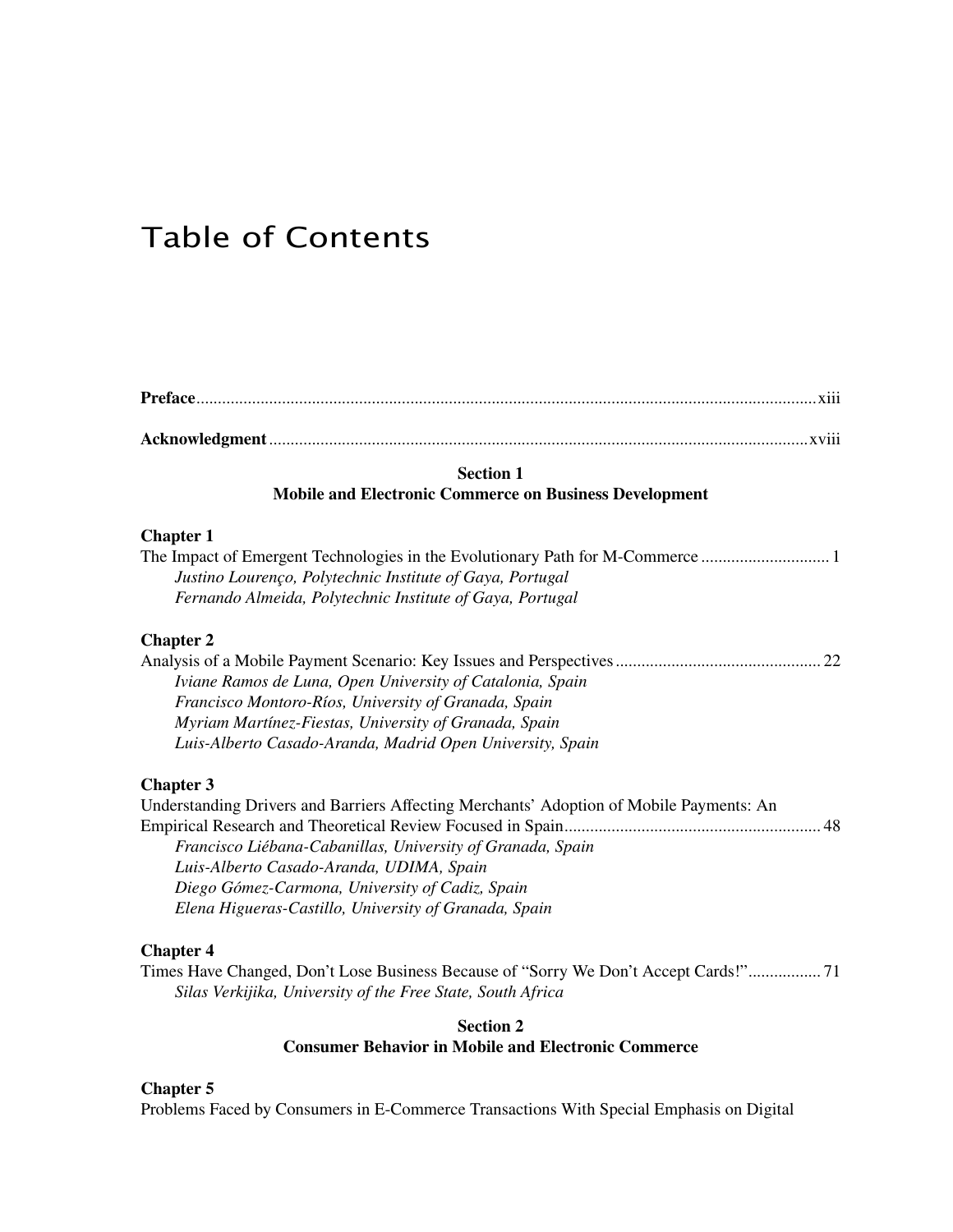# Table of Contents

**Preface** ............................................................................................................................................ xiii

**Acknowledgment** ............................................................................................................................ xviii

**Section 1**
**Mobile and Electronic Commerce on Business Development**

**Chapter 1**
The Impact of Emergent Technologies in the Evolutionary Path for M-Commerce ............................. 1
*Justino Lourenço, Polytechnic Institute of Gaya, Portugal*
*Fernando Almeida, Polytechnic Institute of Gaya, Portugal*

**Chapter 2**
Analysis of a Mobile Payment Scenario: Key Issues and Perspectives ............................................... 22
*Iviane Ramos de Luna, Open University of Catalonia, Spain*
*Francisco Montoro-Ríos, University of Granada, Spain*
*Myriam Martínez-Fiestas, University of Granada, Spain*
*Luis-Alberto Casado-Aranda, Madrid Open University, Spain*

**Chapter 3**
Understanding Drivers and Barriers Affecting Merchants' Adoption of Mobile Payments: An Empirical Research and Theoretical Review Focused in Spain ........................................................... 48
*Francisco Liébana-Cabanillas, University of Granada, Spain*
*Luis-Alberto Casado-Aranda, UDIMA, Spain*
*Diego Gómez-Carmona, University of Cadiz, Spain*
*Elena Higueras-Castillo, University of Granada, Spain*

**Chapter 4**
Times Have Changed, Don't Lose Business Because of "Sorry We Don't Accept Cards!" ................. 71
*Silas Verkijika, University of the Free State, South Africa*

**Section 2**
**Consumer Behavior in Mobile and Electronic Commerce**

**Chapter 5**
Problems Faced by Consumers in E-Commerce Transactions With Special Emphasis on Digital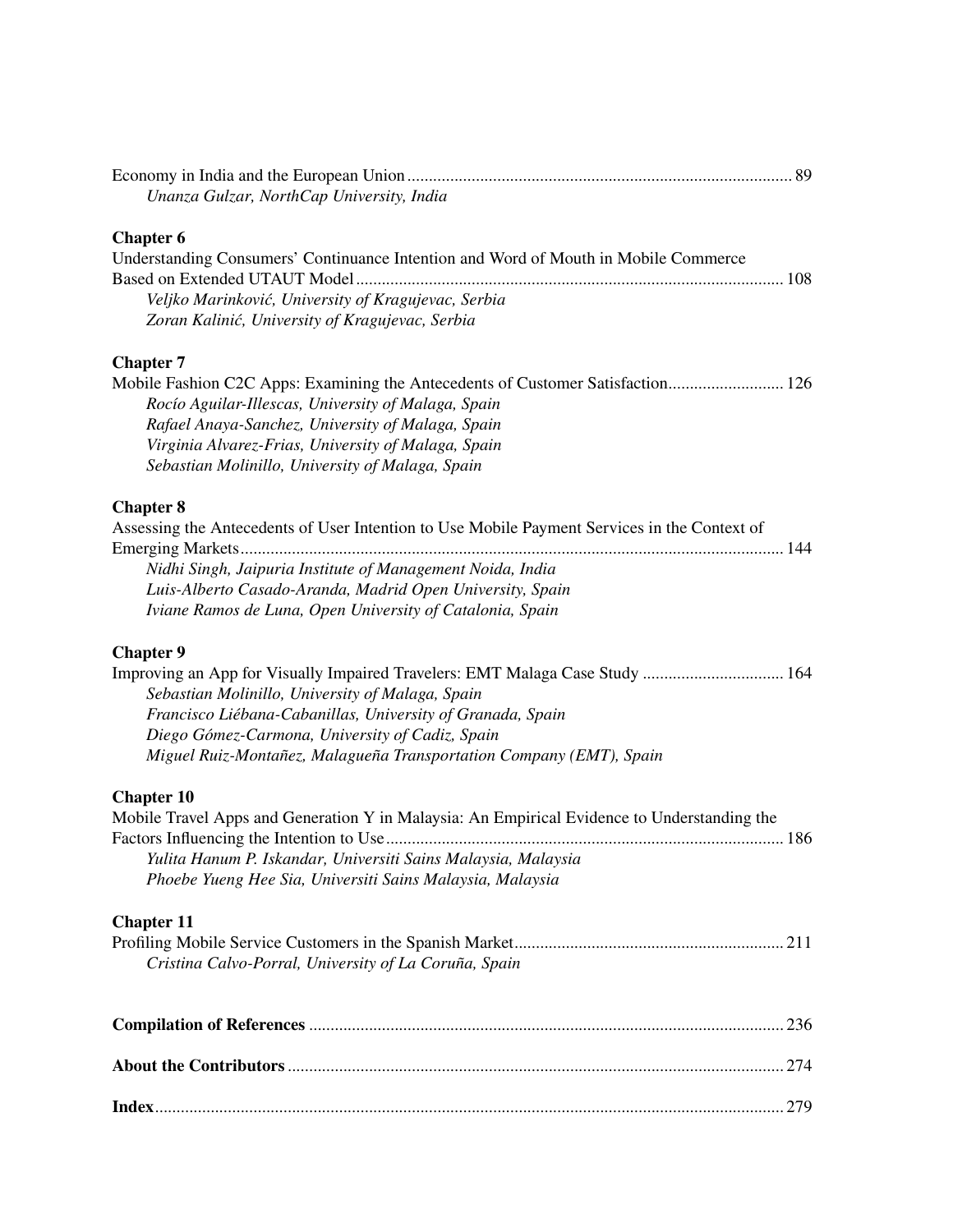Economy in India and the European Union ........................................................................................ 89
*Unanza Gulzar, NorthCap University, India*

**Chapter 6**
Understanding Consumers' Continuance Intention and Word of Mouth in Mobile Commerce Based on Extended UTAUT Model ................................................................................................... 108
*Veljko Marinković, University of Kragujevac, Serbia*
*Zoran Kalinić, University of Kragujevac, Serbia*

**Chapter 7**
Mobile Fashion C2C Apps: Examining the Antecedents of Customer Satisfaction........................... 126
*Rocío Aguilar-Illescas, University of Malaga, Spain*
*Rafael Anaya-Sanchez, University of Malaga, Spain*
*Virginia Alvarez-Frias, University of Malaga, Spain*
*Sebastian Molinillo, University of Malaga, Spain*

**Chapter 8**
Assessing the Antecedents of User Intention to Use Mobile Payment Services in the Context of Emerging Markets.............................................................................................................................. 144
*Nidhi Singh, Jaipuria Institute of Management Noida, India*
*Luis-Alberto Casado-Aranda, Madrid Open University, Spain*
*Iviane Ramos de Luna, Open University of Catalonia, Spain*

**Chapter 9**
Improving an App for Visually Impaired Travelers: EMT Malaga Case Study ................................. 164
*Sebastian Molinillo, University of Malaga, Spain*
*Francisco Liébana-Cabanillas, University of Granada, Spain*
*Diego Gómez-Carmona, University of Cadiz, Spain*
*Miguel Ruiz-Montañez, Malagueña Transportation Company (EMT), Spain*

**Chapter 10**
Mobile Travel Apps and Generation Y in Malaysia: An Empirical Evidence to Understanding the Factors Influencing the Intention to Use............................................................................................ 186
*Yulita Hanum P. Iskandar, Universiti Sains Malaysia, Malaysia*
*Phoebe Yueng Hee Sia, Universiti Sains Malaysia, Malaysia*

**Chapter 11**
Profiling Mobile Service Customers in the Spanish Market.............................................................. 211
*Cristina Calvo-Porral, University of La Coruña, Spain*

**Compilation of References** ............................................................................................................. 236

**About the Contributors** ................................................................................................................... 274

**Index**................................................................................................................................................. 279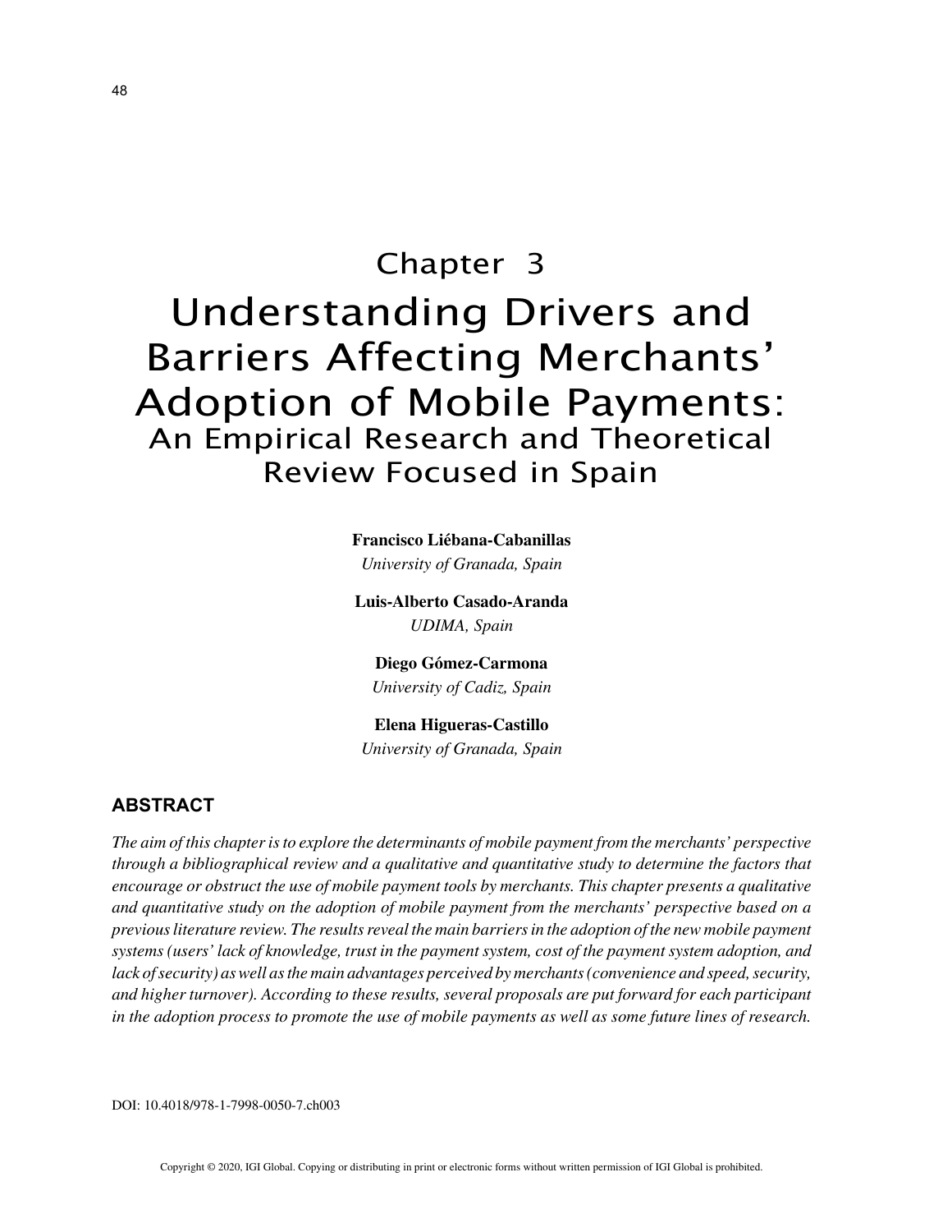# Chapter 3
# Understanding Drivers and Barriers Affecting Merchants' Adoption of Mobile Payments:
## An Empirical Research and Theoretical Review Focused in Spain

**Francisco Liébana-Cabanillas**
*University of Granada, Spain*

**Luis-Alberto Casado-Aranda**
*UDIMA, Spain*

**Diego Gómez-Carmona**
*University of Cadiz, Spain*

**Elena Higueras-Castillo**
*University of Granada, Spain*

## ABSTRACT

*The aim of this chapter is to explore the determinants of mobile payment from the merchants' perspective through a bibliographical review and a qualitative and quantitative study to determine the factors that encourage or obstruct the use of mobile payment tools by merchants. This chapter presents a qualitative and quantitative study on the adoption of mobile payment from the merchants' perspective based on a previous literature review. The results reveal the main barriers in the adoption of the new mobile payment systems (users' lack of knowledge, trust in the payment system, cost of the payment system adoption, and lack of security) as well as the main advantages perceived by merchants (convenience and speed, security, and higher turnover). According to these results, several proposals are put forward for each participant in the adoption process to promote the use of mobile payments as well as some future lines of research.*

DOI: 10.4018/978-1-7998-0050-7.ch003

Copyright © 2020, IGI Global. Copying or distributing in print or electronic forms without written permission of IGI Global is prohibited.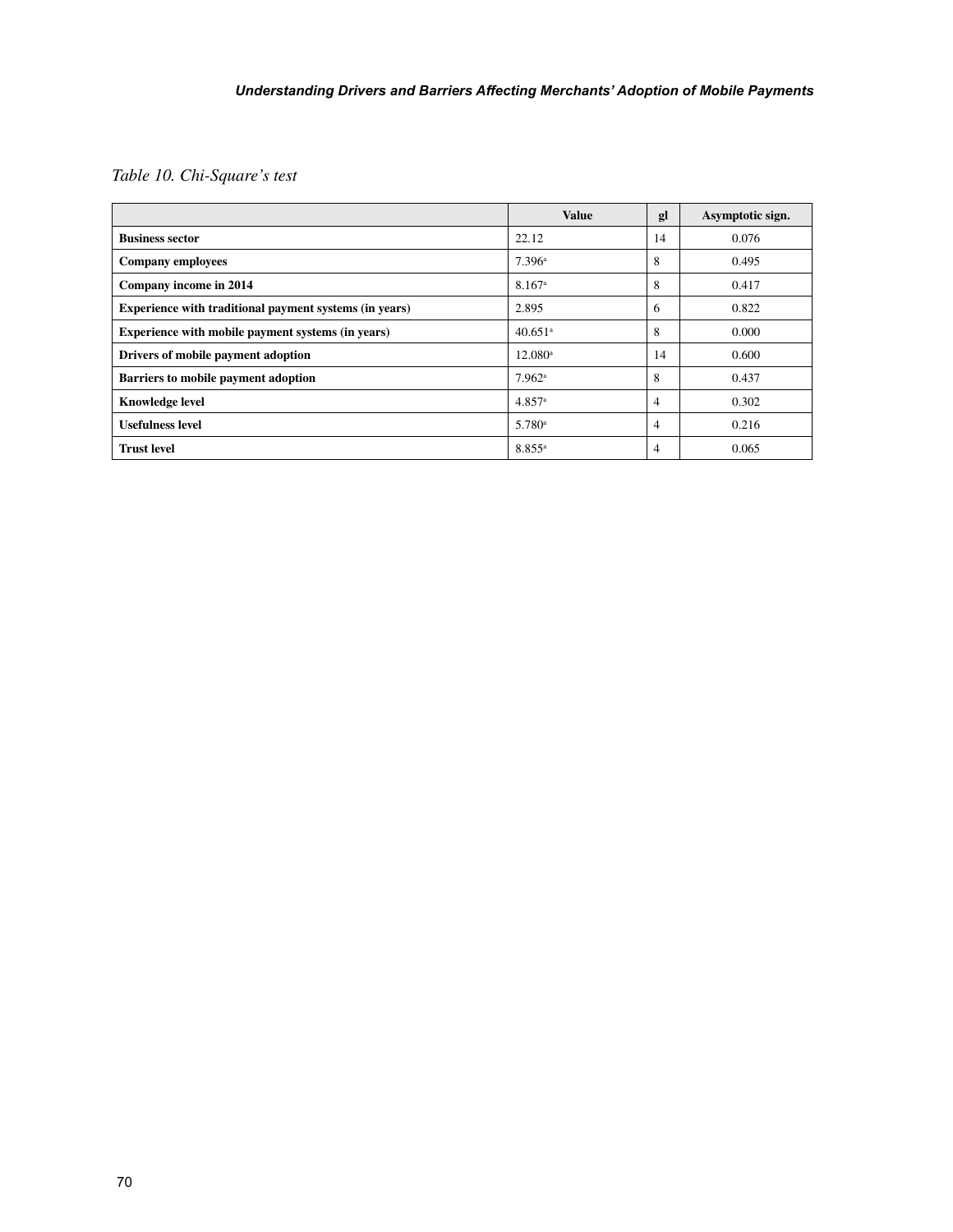*Table 10. Chi-Square's test*

| | Value | gl | Asymptotic sign. |
|---|---|---|---|
| **Business sector** | 22.12 | 14 | 0.076 |
| **Company employees** | 7.396[a] | 8 | 0.495 |
| **Company income in 2014** | 8.167[a] | 8 | 0.417 |
| **Experience with traditional payment systems (in years)** | 2.895 | 6 | 0.822 |
| **Experience with mobile payment systems (in years)** | 40.651[a] | 8 | 0.000 |
| **Drivers of mobile payment adoption** | 12.080[a] | 14 | 0.600 |
| **Barriers to mobile payment adoption** | 7.962[a] | 8 | 0.437 |
| **Knowledge level** | 4.857[a] | 4 | 0.302 |
| **Usefulness level** | 5.780[a] | 4 | 0.216 |
| **Trust level** | 8.855[a] | 4 | 0.065 |